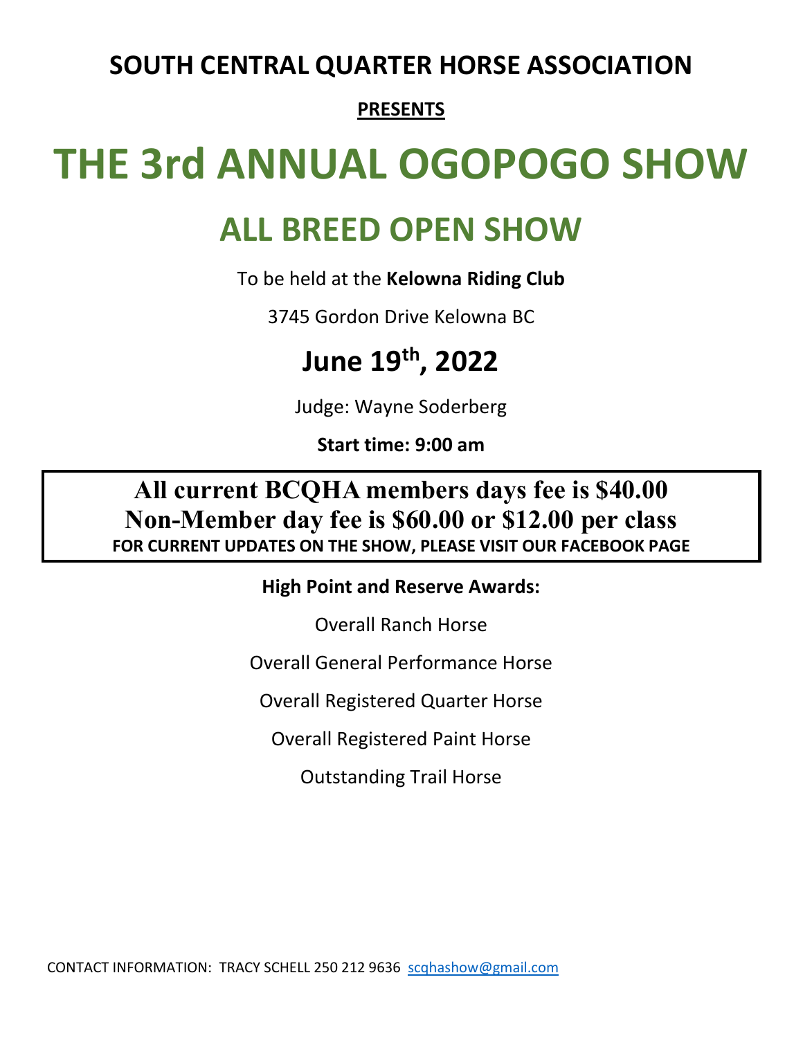## SOUTH CENTRAL QUARTER HORSE ASSOCIATION

**PRESENTS**

# THE 3rd ANNUAL OGOPOGO SHOW

# ALL BREED OPEN SHOW

To be held at the **Kelowna Riding Club**

3745 Gordon Drive Kelowna BC

## June 19th, 2022

Judge: Wayne Soderberg

**Start time: 9:00 am**

**All current BCQHA members days fee is $40.00**
**Non-Member day fee is $60.00 or $12.00 per class**
**FOR CURRENT UPDATES ON THE SHOW, PLEASE VISIT OUR FACEBOOK PAGE**

**High Point and Reserve Awards:**

Overall Ranch Horse

Overall General Performance Horse

Overall Registered Quarter Horse

Overall Registered Paint Horse

Outstanding Trail Horse

CONTACT INFORMATION: TRACY SCHELL 250 212 9636 scqhashow@gmail.com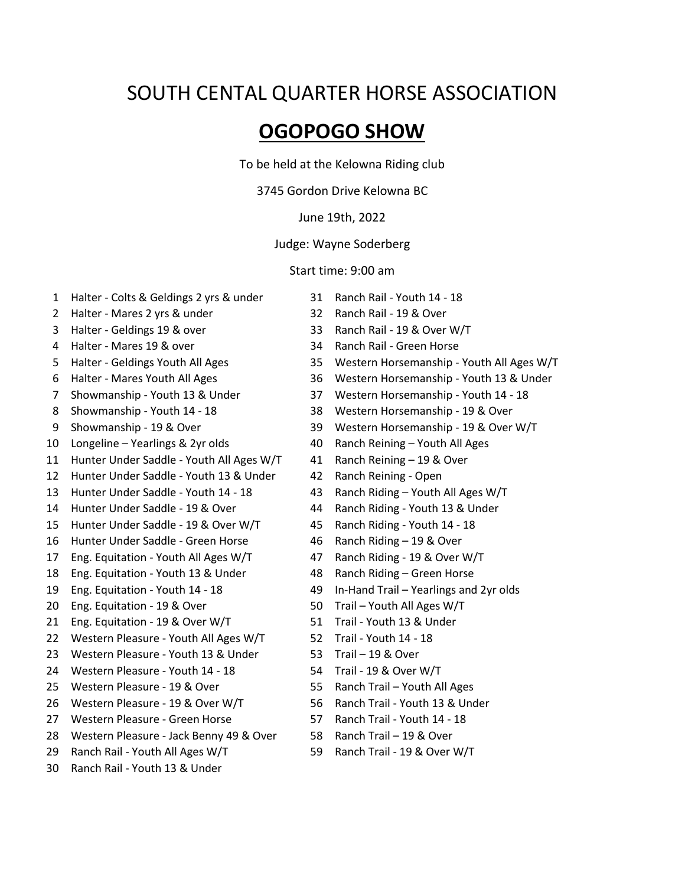# SOUTH CENTAL QUARTER HORSE ASSOCIATION

## OGOPOGO SHOW

To be held at the Kelowna Riding club

3745 Gordon Drive Kelowna BC

June 19th, 2022

Judge: Wayne Soderberg

Start time: 9:00 am

1. Halter - Colts & Geldings 2 yrs & under
2. Halter - Mares 2 yrs & under
3. Halter - Geldings 19 & over
4. Halter - Mares 19 & over
5. Halter - Geldings Youth All Ages
6. Halter - Mares Youth All Ages
7. Showmanship - Youth 13 & Under
8. Showmanship - Youth 14 - 18
9. Showmanship - 19 & Over
10. Longeline – Yearlings & 2yr olds
11. Hunter Under Saddle - Youth All Ages W/T
12. Hunter Under Saddle - Youth 13 & Under
13. Hunter Under Saddle - Youth 14 - 18
14. Hunter Under Saddle - 19 & Over
15. Hunter Under Saddle - 19 & Over W/T
16. Hunter Under Saddle - Green Horse
17. Eng. Equitation - Youth All Ages W/T
18. Eng. Equitation - Youth 13 & Under
19. Eng. Equitation - Youth 14 - 18
20. Eng. Equitation - 19 & Over
21. Eng. Equitation - 19 & Over W/T
22. Western Pleasure - Youth All Ages W/T
23. Western Pleasure - Youth 13 & Under
24. Western Pleasure - Youth 14 - 18
25. Western Pleasure - 19 & Over
26. Western Pleasure - 19 & Over W/T
27. Western Pleasure - Green Horse
28. Western Pleasure - Jack Benny 49 & Over
29. Ranch Rail - Youth All Ages W/T
30. Ranch Rail - Youth 13 & Under
31. Ranch Rail - Youth 14 - 18
32. Ranch Rail - 19 & Over
33. Ranch Rail - 19 & Over W/T
34. Ranch Rail - Green Horse
35. Western Horsemanship - Youth All Ages W/T
36. Western Horsemanship - Youth 13 & Under
37. Western Horsemanship - Youth 14 - 18
38. Western Horsemanship - 19 & Over
39. Western Horsemanship - 19 & Over W/T
40. Ranch Reining – Youth All Ages
41. Ranch Reining – 19 & Over
42. Ranch Reining - Open
43. Ranch Riding – Youth All Ages W/T
44. Ranch Riding - Youth 13 & Under
45. Ranch Riding - Youth 14 - 18
46. Ranch Riding – 19 & Over
47. Ranch Riding - 19 & Over W/T
48. Ranch Riding – Green Horse
49. In-Hand Trail – Yearlings and 2yr olds
50. Trail – Youth All Ages W/T
51. Trail - Youth 13 & Under
52. Trail - Youth 14 - 18
53. Trail – 19 & Over
54. Trail - 19 & Over W/T
55. Ranch Trail – Youth All Ages
56. Ranch Trail - Youth 13 & Under
57. Ranch Trail - Youth 14 - 18
58. Ranch Trail – 19 & Over
59. Ranch Trail - 19 & Over W/T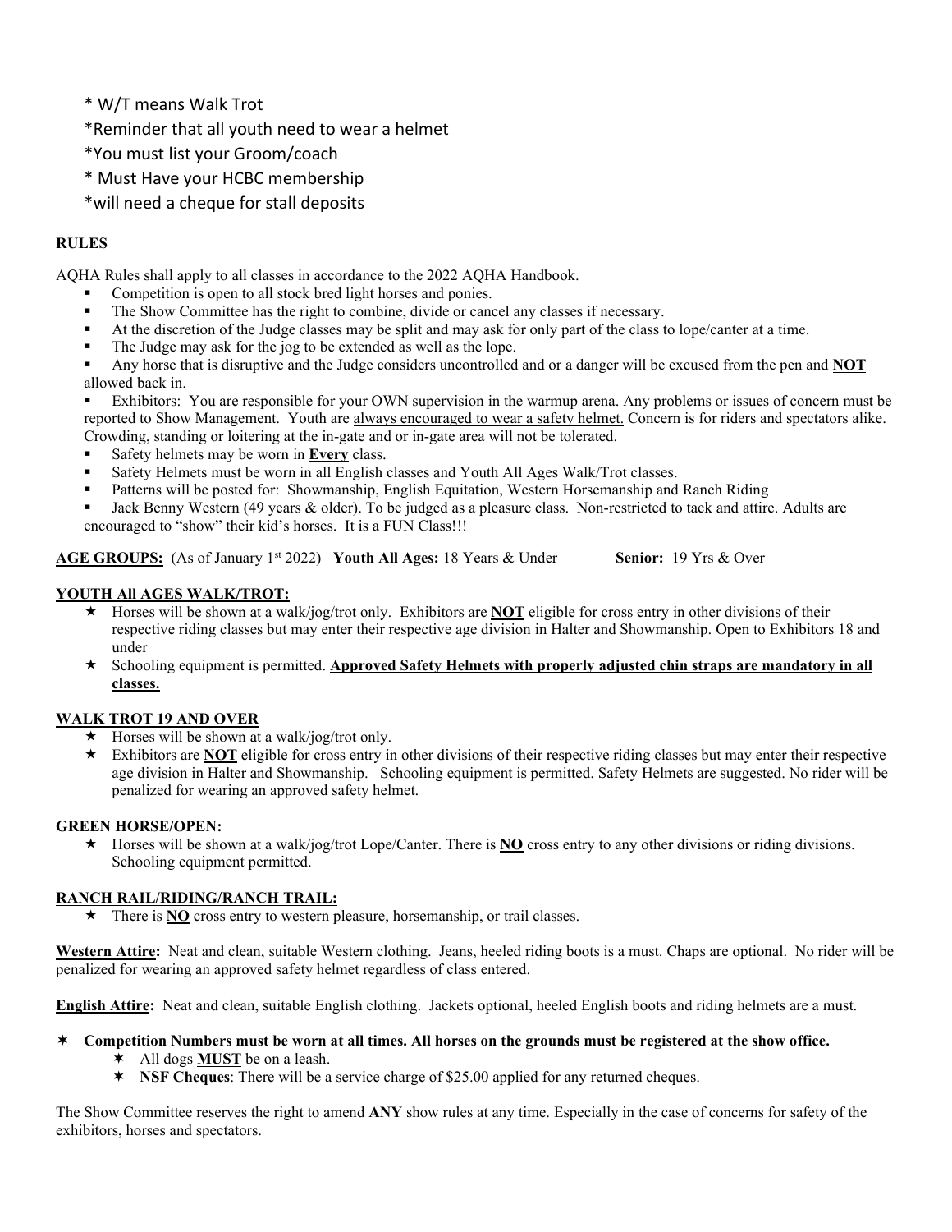* W/T means Walk Trot

*Reminder that all youth need to wear a helmet

*You must list your Groom/coach

* Must Have your HCBC membership

*will need a cheque for stall deposits

## RULES

AQHA Rules shall apply to all classes in accordance to the 2022 AQHA Handbook.

- Competition is open to all stock bred light horses and ponies.
- The Show Committee has the right to combine, divide or cancel any classes if necessary.
- At the discretion of the Judge classes may be split and may ask for only part of the class to lope/canter at a time.
- The Judge may ask for the jog to be extended as well as the lope.
- Any horse that is disruptive and the Judge considers uncontrolled and or a danger will be excused from the pen and **NOT** allowed back in.
- Exhibitors: You are responsible for your OWN supervision in the warmup arena. Any problems or issues of concern must be reported to Show Management. Youth are always encouraged to wear a safety helmet. Concern is for riders and spectators alike. Crowding, standing or loitering at the in-gate and or in-gate area will not be tolerated.
- Safety helmets may be worn in **Every** class.
- Safety Helmets must be worn in all English classes and Youth All Ages Walk/Trot classes.
- Patterns will be posted for: Showmanship, English Equitation, Western Horsemanship and Ranch Riding
- Jack Benny Western (49 years & older). To be judged as a pleasure class. Non-restricted to tack and attire. Adults are encouraged to "show" their kid's horses. It is a FUN Class!!!

**AGE GROUPS:** (As of January 1st 2022) **Youth All Ages:** 18 Years & Under **Senior:** 19 Yrs & Over

### YOUTH All AGES WALK/TROT:

- Horses will be shown at a walk/jog/trot only. Exhibitors are **NOT** eligible for cross entry in other divisions of their respective riding classes but may enter their respective age division in Halter and Showmanship. Open to Exhibitors 18 and under
- Schooling equipment is permitted. **Approved Safety Helmets with properly adjusted chin straps are mandatory in all classes.**

### WALK TROT 19 AND OVER

- Horses will be shown at a walk/jog/trot only.
- Exhibitors are **NOT** eligible for cross entry in other divisions of their respective riding classes but may enter their respective age division in Halter and Showmanship. Schooling equipment is permitted. Safety Helmets are suggested. No rider will be penalized for wearing an approved safety helmet.

### GREEN HORSE/OPEN:

- Horses will be shown at a walk/jog/trot Lope/Canter. There is **NO** cross entry to any other divisions or riding divisions. Schooling equipment permitted.

### RANCH RAIL/RIDING/RANCH TRAIL:

- There is **NO** cross entry to western pleasure, horsemanship, or trail classes.

**Western Attire:** Neat and clean, suitable Western clothing. Jeans, heeled riding boots is a must. Chaps are optional. No rider will be penalized for wearing an approved safety helmet regardless of class entered.

**English Attire:** Neat and clean, suitable English clothing. Jackets optional, heeled English boots and riding helmets are a must.

- **Competition Numbers must be worn at all times. All horses on the grounds must be registered at the show office.**
  - All dogs **MUST** be on a leash.
  - **NSF Cheques**: There will be a service charge of $25.00 applied for any returned cheques.

The Show Committee reserves the right to amend **ANY** show rules at any time. Especially in the case of concerns for safety of the exhibitors, horses and spectators.